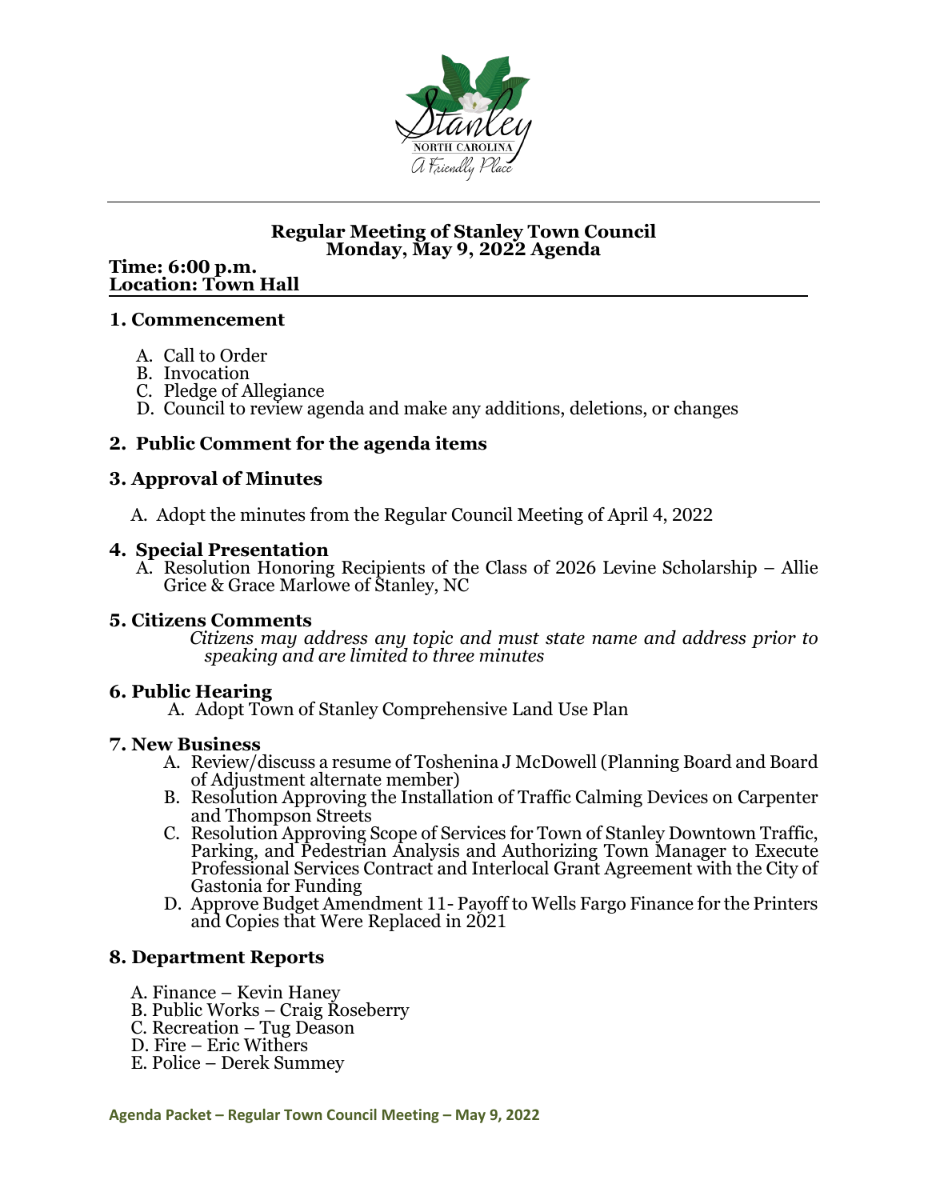# Regular Meeting of Stanley Town Council
## Monday, May 9, 2022 Agenda

**Time: 6:00 p.m.**
**Location: Town Hall**

### 1. Commencement

A. Call to Order
B. Invocation
C. Pledge of Allegiance
D. Council to review agenda and make any additions, deletions, or changes

### 2. Public Comment for the agenda items

### 3. Approval of Minutes

A. Adopt the minutes from the Regular Council Meeting of April 4, 2022

### 4. Special Presentation

A. Resolution Honoring Recipients of the Class of 2026 Levine Scholarship – Allie Grice & Grace Marlowe of Stanley, NC

### 5. Citizens Comments

*Citizens may address any topic and must state name and address prior to speaking and are limited to three minutes*

### 6. Public Hearing

A. Adopt Town of Stanley Comprehensive Land Use Plan

### 7. New Business

A. Review/discuss a resume of Toshenina J McDowell (Planning Board and Board of Adjustment alternate member)
B. Resolution Approving the Installation of Traffic Calming Devices on Carpenter and Thompson Streets
C. Resolution Approving Scope of Services for Town of Stanley Downtown Traffic, Parking, and Pedestrian Analysis and Authorizing Town Manager to Execute Professional Services Contract and Interlocal Grant Agreement with the City of Gastonia for Funding
D. Approve Budget Amendment 11- Payoff to Wells Fargo Finance for the Printers and Copies that Were Replaced in 2021

### 8. Department Reports

A. Finance – Kevin Haney
B. Public Works – Craig Roseberry
C. Recreation – Tug Deason
D. Fire – Eric Withers
E. Police – Derek Summey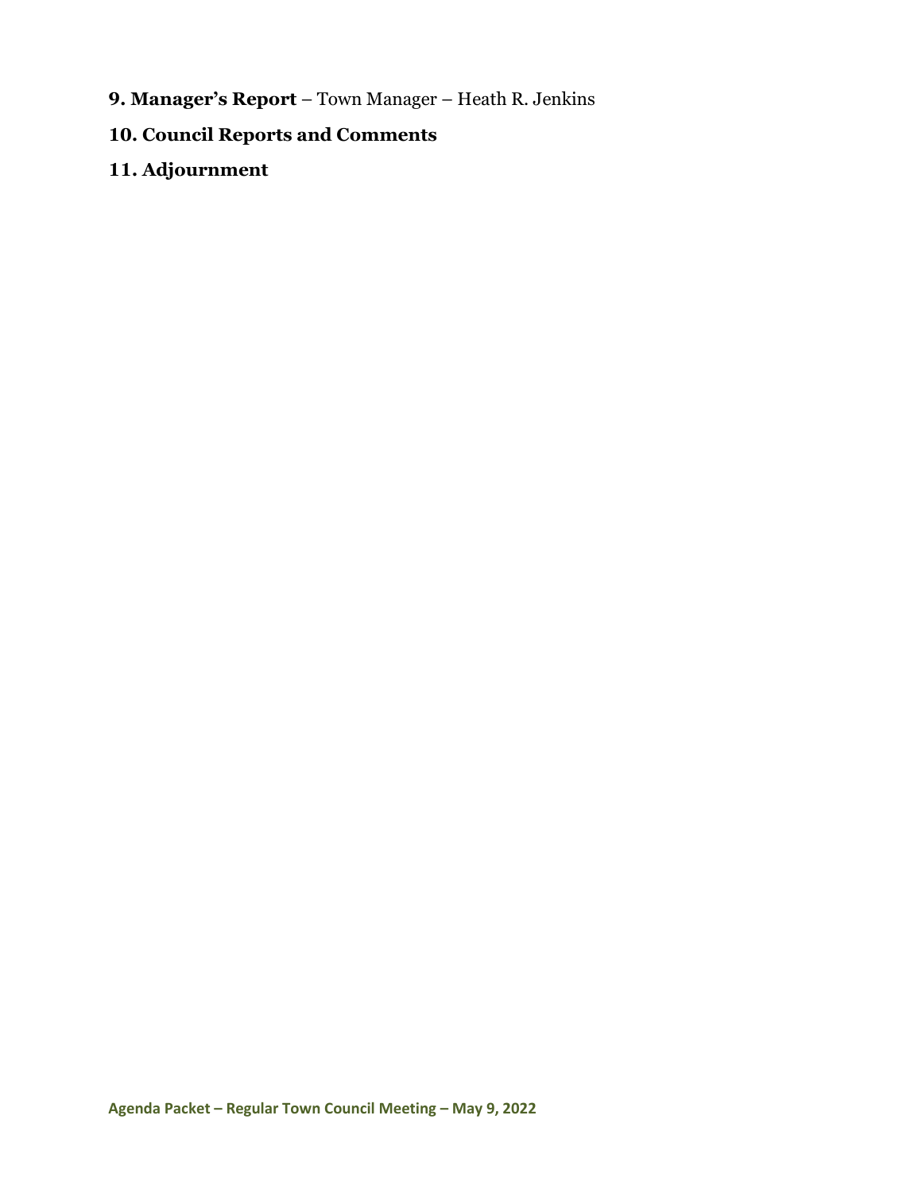**9. Manager's Report** – Town Manager – Heath R. Jenkins

**10. Council Reports and Comments**

**11. Adjournment**